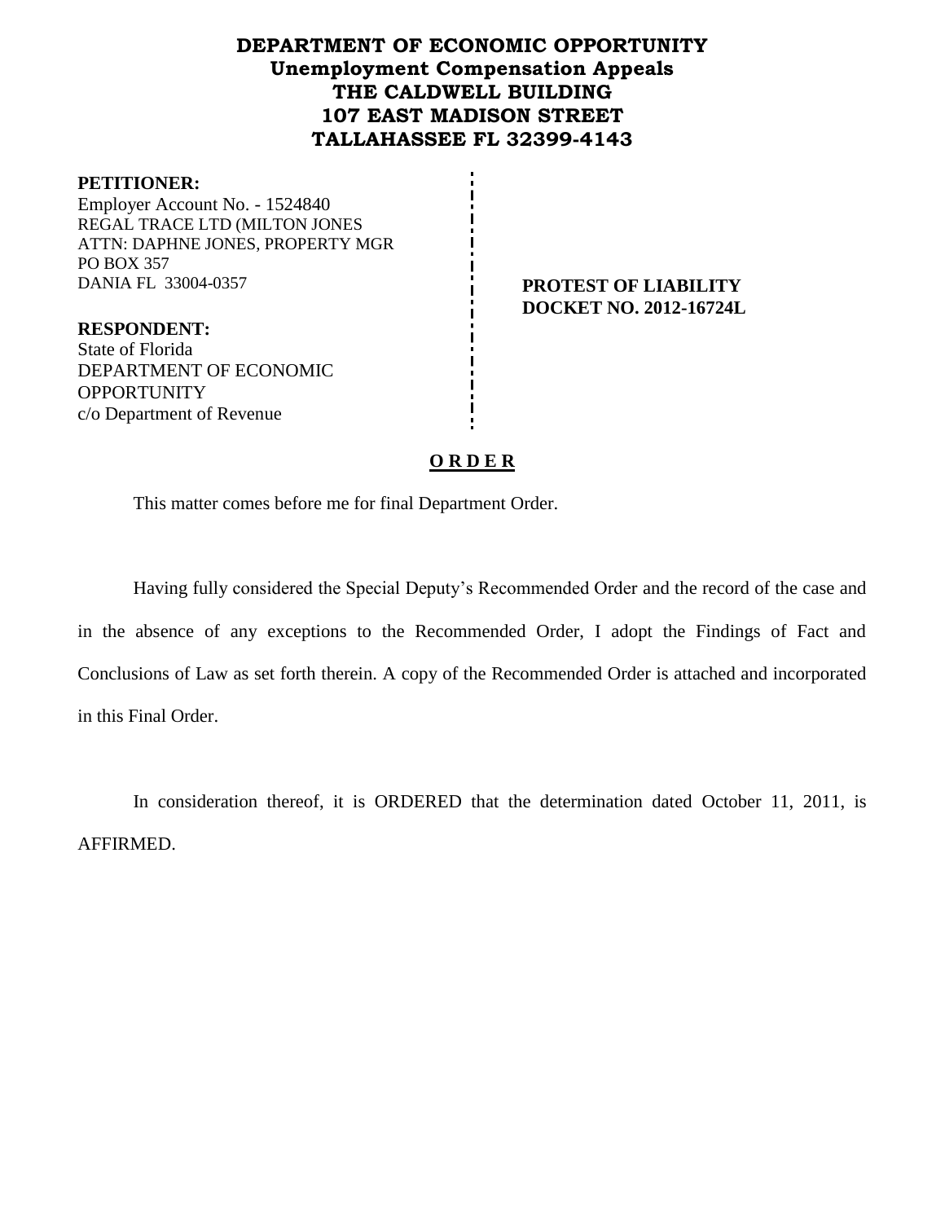# DEPARTMENT OF ECONOMIC OPPORTUNITY
## Unemployment Compensation Appeals
## THE CALDWELL BUILDING
## 107 EAST MADISON STREET
## TALLAHASSEE FL 32399-4143

**PETITIONER:**
Employer Account No. - 1524840
REGAL TRACE LTD (MILTON JONES
ATTN: DAPHNE JONES, PROPERTY MGR
PO BOX 357
DANIA FL 33004-0357

**PROTEST OF LIABILITY**
**DOCKET NO. 2012-16724L**

**RESPONDENT:**
State of Florida
DEPARTMENT OF ECONOMIC OPPORTUNITY
c/o Department of Revenue

## O R D E R

This matter comes before me for final Department Order.

Having fully considered the Special Deputy's Recommended Order and the record of the case and in the absence of any exceptions to the Recommended Order, I adopt the Findings of Fact and Conclusions of Law as set forth therein. A copy of the Recommended Order is attached and incorporated in this Final Order.

In consideration thereof, it is ORDERED that the determination dated October 11, 2011, is AFFIRMED.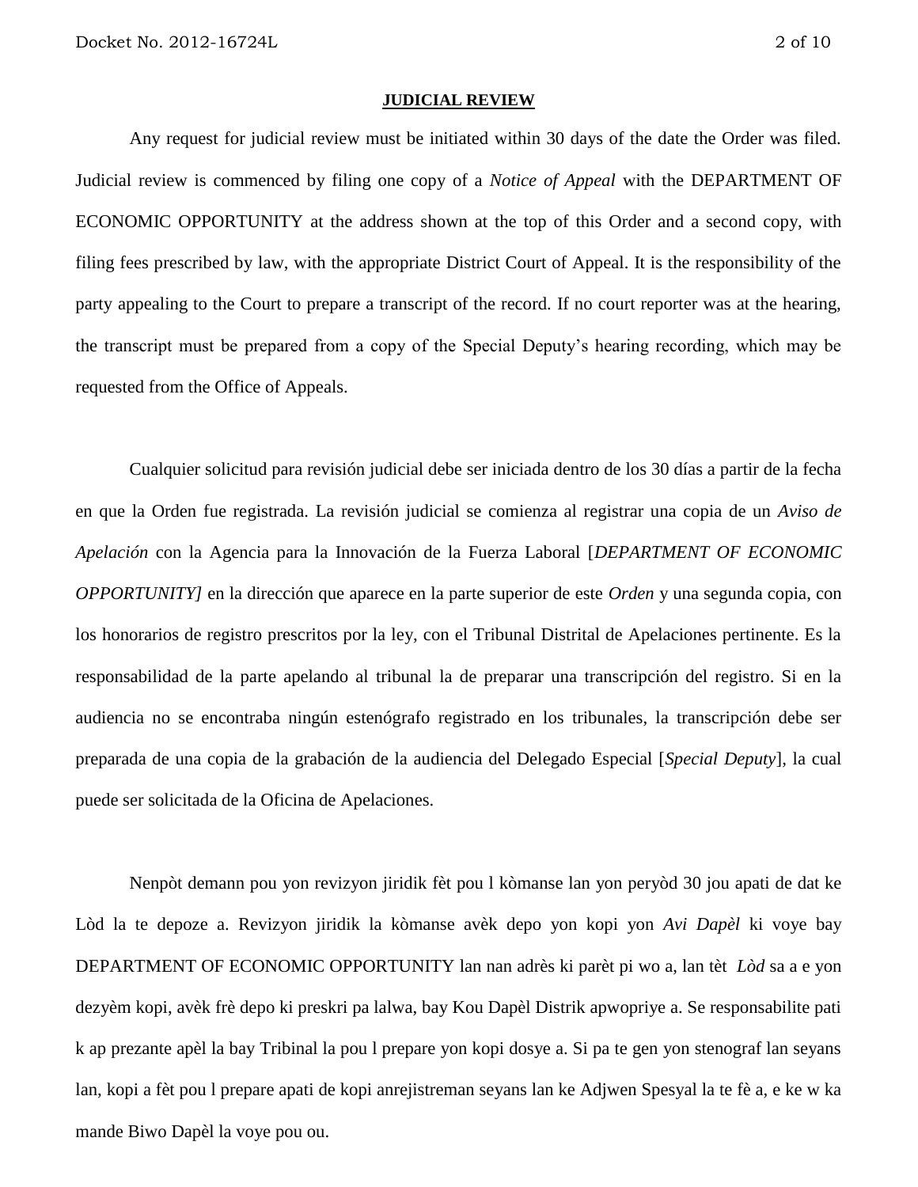## JUDICIAL REVIEW

Any request for judicial review must be initiated within 30 days of the date the Order was filed. Judicial review is commenced by filing one copy of a *Notice of Appeal* with the DEPARTMENT OF ECONOMIC OPPORTUNITY at the address shown at the top of this Order and a second copy, with filing fees prescribed by law, with the appropriate District Court of Appeal. It is the responsibility of the party appealing to the Court to prepare a transcript of the record. If no court reporter was at the hearing, the transcript must be prepared from a copy of the Special Deputy's hearing recording, which may be requested from the Office of Appeals.

Cualquier solicitud para revisión judicial debe ser iniciada dentro de los 30 días a partir de la fecha en que la Orden fue registrada. La revisión judicial se comienza al registrar una copia de un *Aviso de Apelación* con la Agencia para la Innovación de la Fuerza Laboral [*DEPARTMENT OF ECONOMIC OPPORTUNITY]* en la dirección que aparece en la parte superior de este *Orden* y una segunda copia, con los honorarios de registro prescritos por la ley, con el Tribunal Distrital de Apelaciones pertinente. Es la responsabilidad de la parte apelando al tribunal la de preparar una transcripción del registro. Si en la audiencia no se encontraba ningún estenógrafo registrado en los tribunales, la transcripción debe ser preparada de una copia de la grabación de la audiencia del Delegado Especial [*Special Deputy*], la cual puede ser solicitada de la Oficina de Apelaciones.

Nenpòt demann pou yon revizyon jiridik fèt pou l kòmanse lan yon peryòd 30 jou apati de dat ke Lòd la te depoze a. Revizyon jiridik la kòmanse avèk depo yon kopi yon *Avi Dapèl* ki voye bay DEPARTMENT OF ECONOMIC OPPORTUNITY lan nan adrès ki parèt pi wo a, lan tèt *Lòd* sa a e yon dezyèm kopi, avèk frè depo ki preskri pa lalwa, bay Kou Dapèl Distrik apwopriye a. Se responsabilite pati k ap prezante apèl la bay Tribinal la pou l prepare yon kopi dosye a. Si pa te gen yon stenograf lan seyans lan, kopi a fèt pou l prepare apati de kopi anrejistreman seyans lan ke Adjwen Spesyal la te fè a, e ke w ka mande Biwo Dapèl la voye pou ou.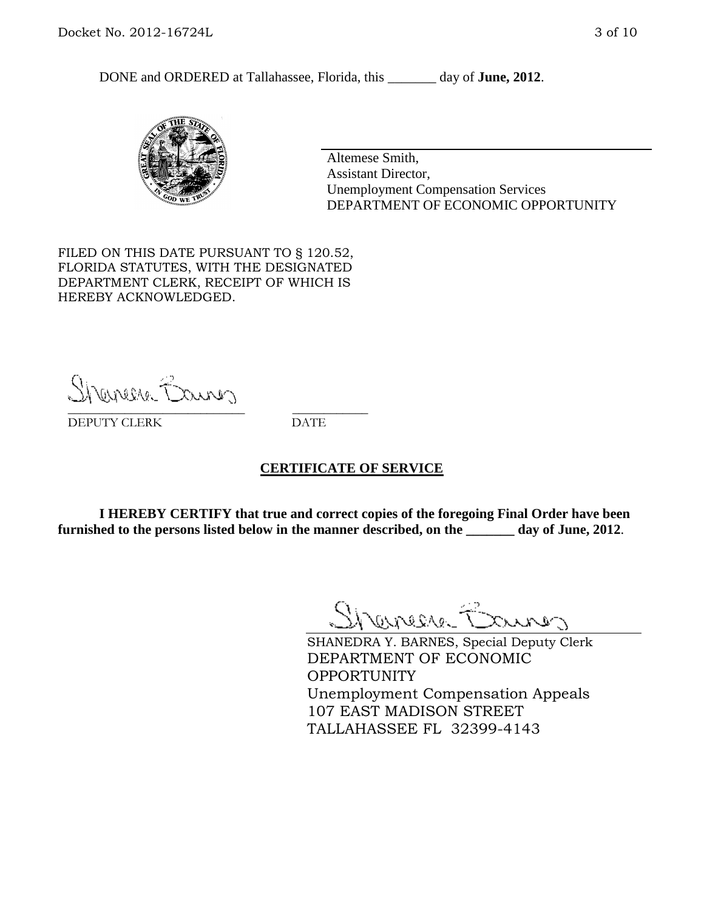DONE and ORDERED at Tallahassee, Florida, this _______ day of **June, 2012**.

Altemese Smith,
Assistant Director,
Unemployment Compensation Services
DEPARTMENT OF ECONOMIC OPPORTUNITY

FILED ON THIS DATE PURSUANT TO § 120.52, FLORIDA STATUTES, WITH THE DESIGNATED DEPARTMENT CLERK, RECEIPT OF WHICH IS HEREBY ACKNOWLEDGED.

___________________________ ___________
DEPUTY CLERK DATE

**CERTIFICATE OF SERVICE**

**I HEREBY CERTIFY that true and correct copies of the foregoing Final Order have been furnished to the persons listed below in the manner described, on the _______ day of June, 2012**.

SHANEDRA Y. BARNES, Special Deputy Clerk
DEPARTMENT OF ECONOMIC OPPORTUNITY
Unemployment Compensation Appeals
107 EAST MADISON STREET
TALLAHASSEE FL 32399-4143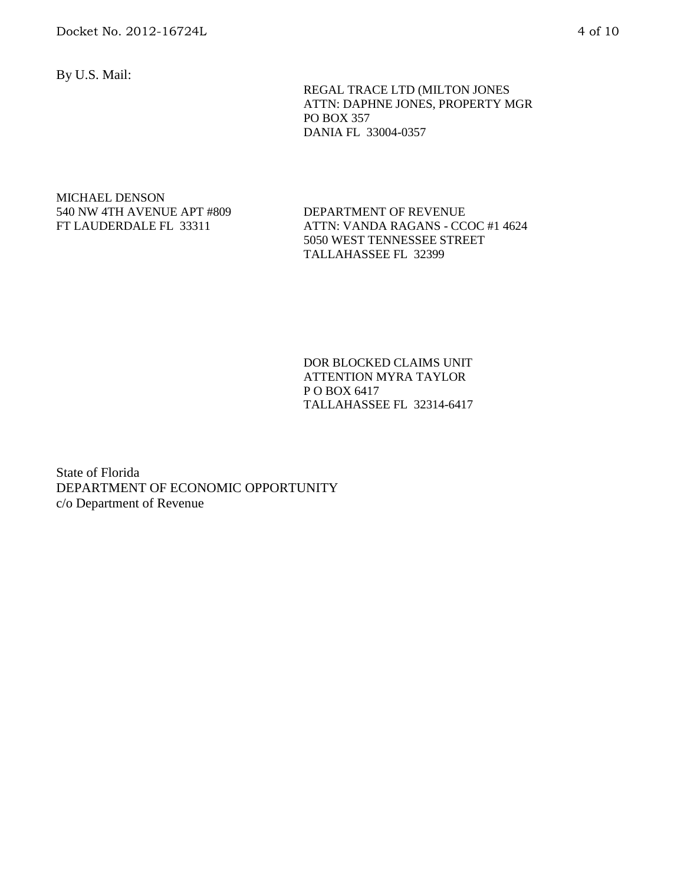By U.S. Mail:

REGAL TRACE LTD (MILTON JONES
ATTN: DAPHNE JONES, PROPERTY MGR
PO BOX 357
DANIA FL 33004-0357

MICHAEL DENSON
540 NW 4TH AVENUE APT #809
FT LAUDERDALE FL 33311

DEPARTMENT OF REVENUE
ATTN: VANDA RAGANS - CCOC #1 4624
5050 WEST TENNESSEE STREET
TALLAHASSEE FL 32399

DOR BLOCKED CLAIMS UNIT
ATTENTION MYRA TAYLOR
P O BOX 6417
TALLAHASSEE FL 32314-6417

State of Florida
DEPARTMENT OF ECONOMIC OPPORTUNITY
c/o Department of Revenue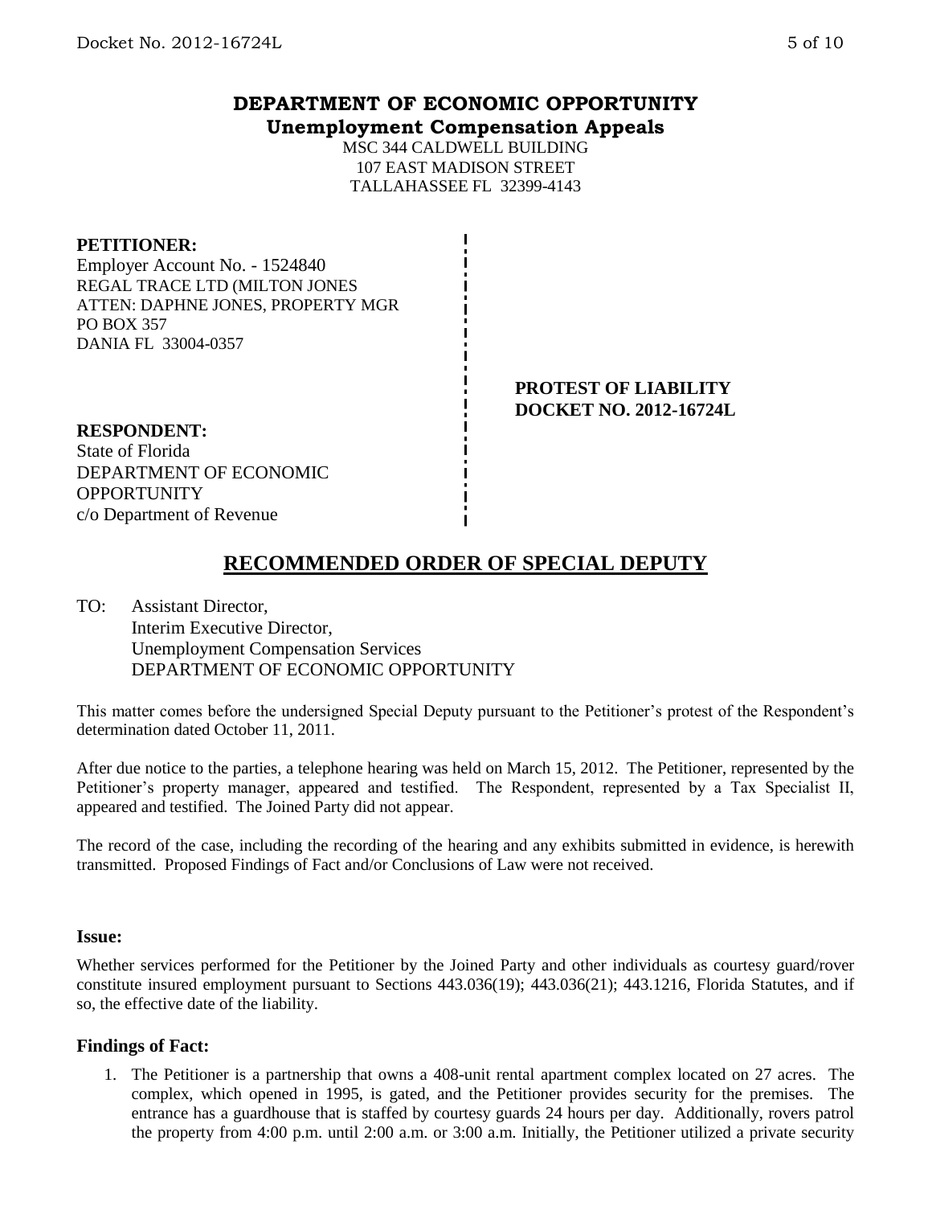# DEPARTMENT OF ECONOMIC OPPORTUNITY
## Unemployment Compensation Appeals

MSC 344 CALDWELL BUILDING
107 EAST MADISON STREET
TALLAHASSEE FL 32399-4143

**PETITIONER:**
Employer Account No. - 1524840
REGAL TRACE LTD (MILTON JONES
ATTEN: DAPHNE JONES, PROPERTY MGR
PO BOX 357
DANIA FL 33004-0357

**PROTEST OF LIABILITY**
**DOCKET NO. 2012-16724L**

**RESPONDENT:**
State of Florida
DEPARTMENT OF ECONOMIC OPPORTUNITY
c/o Department of Revenue

## RECOMMENDED ORDER OF SPECIAL DEPUTY

TO: Assistant Director,
Interim Executive Director,
Unemployment Compensation Services
DEPARTMENT OF ECONOMIC OPPORTUNITY

This matter comes before the undersigned Special Deputy pursuant to the Petitioner's protest of the Respondent's determination dated October 11, 2011.

After due notice to the parties, a telephone hearing was held on March 15, 2012. The Petitioner, represented by the Petitioner's property manager, appeared and testified. The Respondent, represented by a Tax Specialist II, appeared and testified. The Joined Party did not appear.

The record of the case, including the recording of the hearing and any exhibits submitted in evidence, is herewith transmitted. Proposed Findings of Fact and/or Conclusions of Law were not received.

### Issue:

Whether services performed for the Petitioner by the Joined Party and other individuals as courtesy guard/rover constitute insured employment pursuant to Sections 443.036(19); 443.036(21); 443.1216, Florida Statutes, and if so, the effective date of the liability.

### Findings of Fact:

1. The Petitioner is a partnership that owns a 408-unit rental apartment complex located on 27 acres. The complex, which opened in 1995, is gated, and the Petitioner provides security for the premises. The entrance has a guardhouse that is staffed by courtesy guards 24 hours per day. Additionally, rovers patrol the property from 4:00 p.m. until 2:00 a.m. or 3:00 a.m. Initially, the Petitioner utilized a private security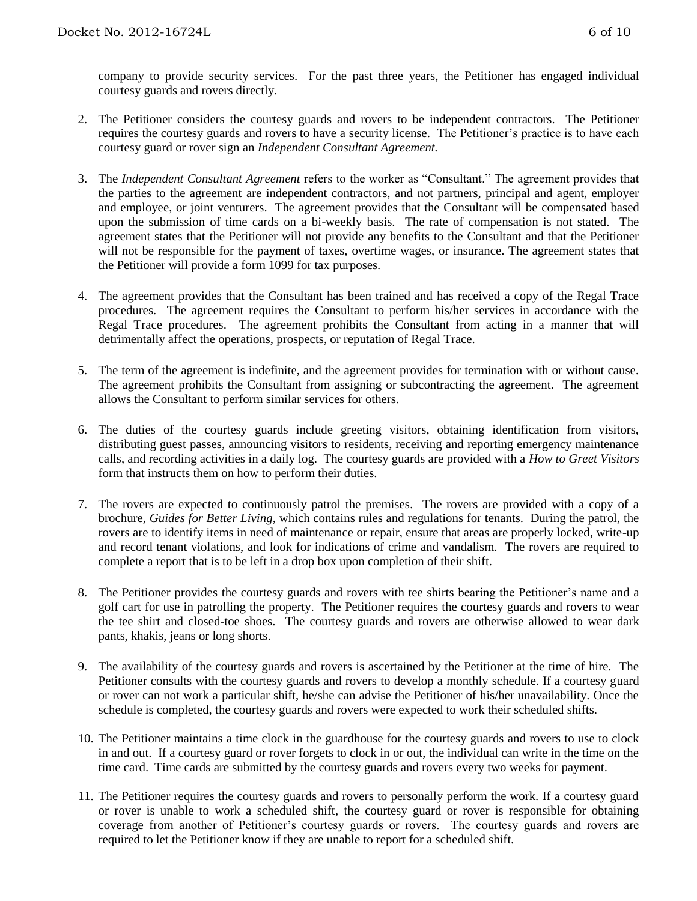company to provide security services. For the past three years, the Petitioner has engaged individual courtesy guards and rovers directly.

2. The Petitioner considers the courtesy guards and rovers to be independent contractors. The Petitioner requires the courtesy guards and rovers to have a security license. The Petitioner's practice is to have each courtesy guard or rover sign an *Independent Consultant Agreement.*

3. The *Independent Consultant Agreement* refers to the worker as "Consultant." The agreement provides that the parties to the agreement are independent contractors, and not partners, principal and agent, employer and employee, or joint venturers. The agreement provides that the Consultant will be compensated based upon the submission of time cards on a bi-weekly basis. The rate of compensation is not stated. The agreement states that the Petitioner will not provide any benefits to the Consultant and that the Petitioner will not be responsible for the payment of taxes, overtime wages, or insurance. The agreement states that the Petitioner will provide a form 1099 for tax purposes.

4. The agreement provides that the Consultant has been trained and has received a copy of the Regal Trace procedures. The agreement requires the Consultant to perform his/her services in accordance with the Regal Trace procedures. The agreement prohibits the Consultant from acting in a manner that will detrimentally affect the operations, prospects, or reputation of Regal Trace.

5. The term of the agreement is indefinite, and the agreement provides for termination with or without cause. The agreement prohibits the Consultant from assigning or subcontracting the agreement. The agreement allows the Consultant to perform similar services for others.

6. The duties of the courtesy guards include greeting visitors, obtaining identification from visitors, distributing guest passes, announcing visitors to residents, receiving and reporting emergency maintenance calls, and recording activities in a daily log. The courtesy guards are provided with a *How to Greet Visitors* form that instructs them on how to perform their duties.

7. The rovers are expected to continuously patrol the premises. The rovers are provided with a copy of a brochure, *Guides for Better Living*, which contains rules and regulations for tenants. During the patrol, the rovers are to identify items in need of maintenance or repair, ensure that areas are properly locked, write-up and record tenant violations, and look for indications of crime and vandalism. The rovers are required to complete a report that is to be left in a drop box upon completion of their shift.

8. The Petitioner provides the courtesy guards and rovers with tee shirts bearing the Petitioner's name and a golf cart for use in patrolling the property. The Petitioner requires the courtesy guards and rovers to wear the tee shirt and closed-toe shoes. The courtesy guards and rovers are otherwise allowed to wear dark pants, khakis, jeans or long shorts.

9. The availability of the courtesy guards and rovers is ascertained by the Petitioner at the time of hire. The Petitioner consults with the courtesy guards and rovers to develop a monthly schedule. If a courtesy guard or rover can not work a particular shift, he/she can advise the Petitioner of his/her unavailability. Once the schedule is completed, the courtesy guards and rovers were expected to work their scheduled shifts.

10. The Petitioner maintains a time clock in the guardhouse for the courtesy guards and rovers to use to clock in and out. If a courtesy guard or rover forgets to clock in or out, the individual can write in the time on the time card. Time cards are submitted by the courtesy guards and rovers every two weeks for payment.

11. The Petitioner requires the courtesy guards and rovers to personally perform the work. If a courtesy guard or rover is unable to work a scheduled shift, the courtesy guard or rover is responsible for obtaining coverage from another of Petitioner's courtesy guards or rovers. The courtesy guards and rovers are required to let the Petitioner know if they are unable to report for a scheduled shift.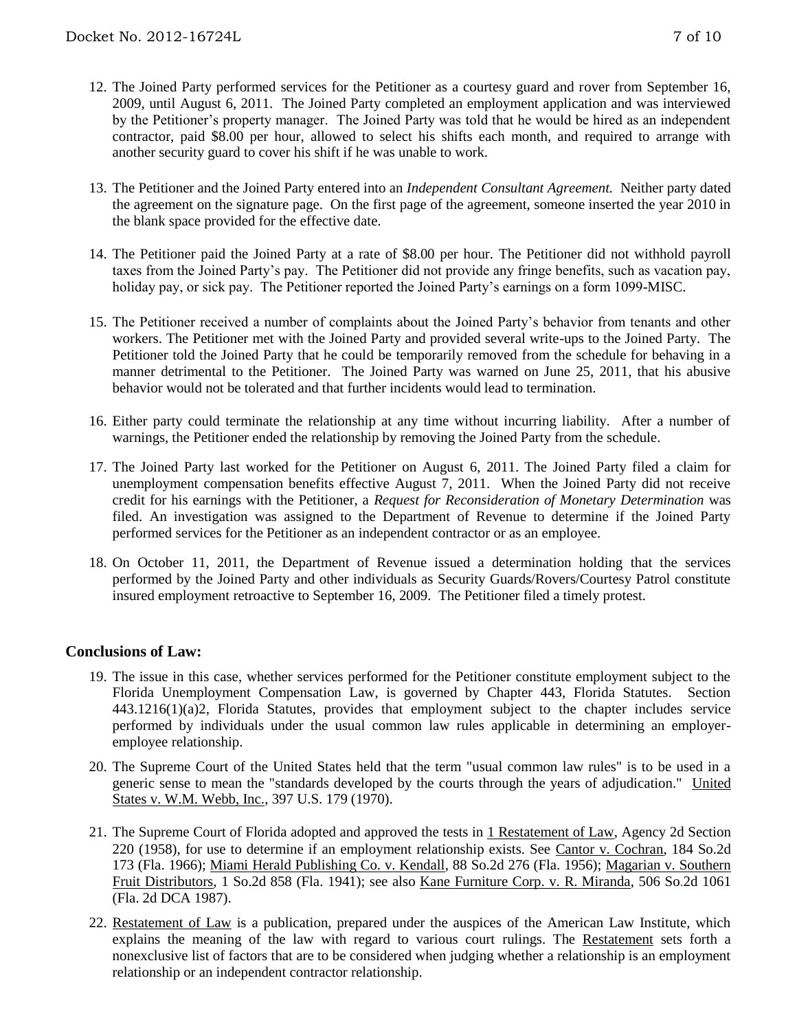12. The Joined Party performed services for the Petitioner as a courtesy guard and rover from September 16, 2009, until August 6, 2011. The Joined Party completed an employment application and was interviewed by the Petitioner's property manager. The Joined Party was told that he would be hired as an independent contractor, paid $8.00 per hour, allowed to select his shifts each month, and required to arrange with another security guard to cover his shift if he was unable to work.

13. The Petitioner and the Joined Party entered into an *Independent Consultant Agreement.* Neither party dated the agreement on the signature page. On the first page of the agreement, someone inserted the year 2010 in the blank space provided for the effective date.

14. The Petitioner paid the Joined Party at a rate of $8.00 per hour. The Petitioner did not withhold payroll taxes from the Joined Party's pay. The Petitioner did not provide any fringe benefits, such as vacation pay, holiday pay, or sick pay. The Petitioner reported the Joined Party's earnings on a form 1099-MISC.

15. The Petitioner received a number of complaints about the Joined Party's behavior from tenants and other workers. The Petitioner met with the Joined Party and provided several write-ups to the Joined Party. The Petitioner told the Joined Party that he could be temporarily removed from the schedule for behaving in a manner detrimental to the Petitioner. The Joined Party was warned on June 25, 2011, that his abusive behavior would not be tolerated and that further incidents would lead to termination.

16. Either party could terminate the relationship at any time without incurring liability. After a number of warnings, the Petitioner ended the relationship by removing the Joined Party from the schedule.

17. The Joined Party last worked for the Petitioner on August 6, 2011. The Joined Party filed a claim for unemployment compensation benefits effective August 7, 2011. When the Joined Party did not receive credit for his earnings with the Petitioner, a *Request for Reconsideration of Monetary Determination* was filed. An investigation was assigned to the Department of Revenue to determine if the Joined Party performed services for the Petitioner as an independent contractor or as an employee.

18. On October 11, 2011, the Department of Revenue issued a determination holding that the services performed by the Joined Party and other individuals as Security Guards/Rovers/Courtesy Patrol constitute insured employment retroactive to September 16, 2009. The Petitioner filed a timely protest.

## Conclusions of Law:

19. The issue in this case, whether services performed for the Petitioner constitute employment subject to the Florida Unemployment Compensation Law, is governed by Chapter 443, Florida Statutes. Section 443.1216(1)(a)2, Florida Statutes, provides that employment subject to the chapter includes service performed by individuals under the usual common law rules applicable in determining an employer-employee relationship.

20. The Supreme Court of the United States held that the term "usual common law rules" is to be used in a generic sense to mean the "standards developed by the courts through the years of adjudication." United States v. W.M. Webb, Inc., 397 U.S. 179 (1970).

21. The Supreme Court of Florida adopted and approved the tests in 1 Restatement of Law, Agency 2d Section 220 (1958), for use to determine if an employment relationship exists. See Cantor v. Cochran, 184 So.2d 173 (Fla. 1966); Miami Herald Publishing Co. v. Kendall, 88 So.2d 276 (Fla. 1956); Magarian v. Southern Fruit Distributors, 1 So.2d 858 (Fla. 1941); see also Kane Furniture Corp. v. R. Miranda, 506 So.2d 1061 (Fla. 2d DCA 1987).

22. Restatement of Law is a publication, prepared under the auspices of the American Law Institute, which explains the meaning of the law with regard to various court rulings. The Restatement sets forth a nonexclusive list of factors that are to be considered when judging whether a relationship is an employment relationship or an independent contractor relationship.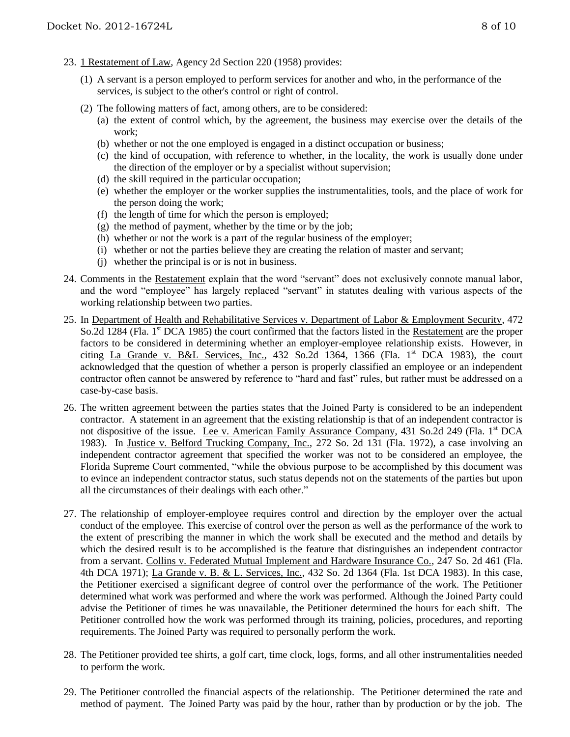23. 1 Restatement of Law, Agency 2d Section 220 (1958) provides:

    (1) A servant is a person employed to perform services for another and who, in the performance of the services, is subject to the other's control or right of control.

    (2) The following matters of fact, among others, are to be considered:
        (a) the extent of control which, by the agreement, the business may exercise over the details of the work;
        (b) whether or not the one employed is engaged in a distinct occupation or business;
        (c) the kind of occupation, with reference to whether, in the locality, the work is usually done under the direction of the employer or by a specialist without supervision;
        (d) the skill required in the particular occupation;
        (e) whether the employer or the worker supplies the instrumentalities, tools, and the place of work for the person doing the work;
        (f) the length of time for which the person is employed;
        (g) the method of payment, whether by the time or by the job;
        (h) whether or not the work is a part of the regular business of the employer;
        (i) whether or not the parties believe they are creating the relation of master and servant;
        (j) whether the principal is or is not in business.

24. Comments in the Restatement explain that the word "servant" does not exclusively connote manual labor, and the word "employee" has largely replaced "servant" in statutes dealing with various aspects of the working relationship between two parties.

25. In Department of Health and Rehabilitative Services v. Department of Labor & Employment Security, 472 So.2d 1284 (Fla. 1st DCA 1985) the court confirmed that the factors listed in the Restatement are the proper factors to be considered in determining whether an employer-employee relationship exists. However, in citing La Grande v. B&L Services, Inc., 432 So.2d 1364, 1366 (Fla. 1st DCA 1983), the court acknowledged that the question of whether a person is properly classified an employee or an independent contractor often cannot be answered by reference to "hard and fast" rules, but rather must be addressed on a case-by-case basis.

26. The written agreement between the parties states that the Joined Party is considered to be an independent contractor. A statement in an agreement that the existing relationship is that of an independent contractor is not dispositive of the issue. Lee v. American Family Assurance Company, 431 So.2d 249 (Fla. 1st DCA 1983). In Justice v. Belford Trucking Company, Inc., 272 So. 2d 131 (Fla. 1972), a case involving an independent contractor agreement that specified the worker was not to be considered an employee, the Florida Supreme Court commented, "while the obvious purpose to be accomplished by this document was to evince an independent contractor status, such status depends not on the statements of the parties but upon all the circumstances of their dealings with each other."

27. The relationship of employer-employee requires control and direction by the employer over the actual conduct of the employee. This exercise of control over the person as well as the performance of the work to the extent of prescribing the manner in which the work shall be executed and the method and details by which the desired result is to be accomplished is the feature that distinguishes an independent contractor from a servant. Collins v. Federated Mutual Implement and Hardware Insurance Co., 247 So. 2d 461 (Fla. 4th DCA 1971); La Grande v. B. & L. Services, Inc., 432 So. 2d 1364 (Fla. 1st DCA 1983). In this case, the Petitioner exercised a significant degree of control over the performance of the work. The Petitioner determined what work was performed and where the work was performed. Although the Joined Party could advise the Petitioner of times he was unavailable, the Petitioner determined the hours for each shift. The Petitioner controlled how the work was performed through its training, policies, procedures, and reporting requirements. The Joined Party was required to personally perform the work.

28. The Petitioner provided tee shirts, a golf cart, time clock, logs, forms, and all other instrumentalities needed to perform the work.

29. The Petitioner controlled the financial aspects of the relationship. The Petitioner determined the rate and method of payment. The Joined Party was paid by the hour, rather than by production or by the job. The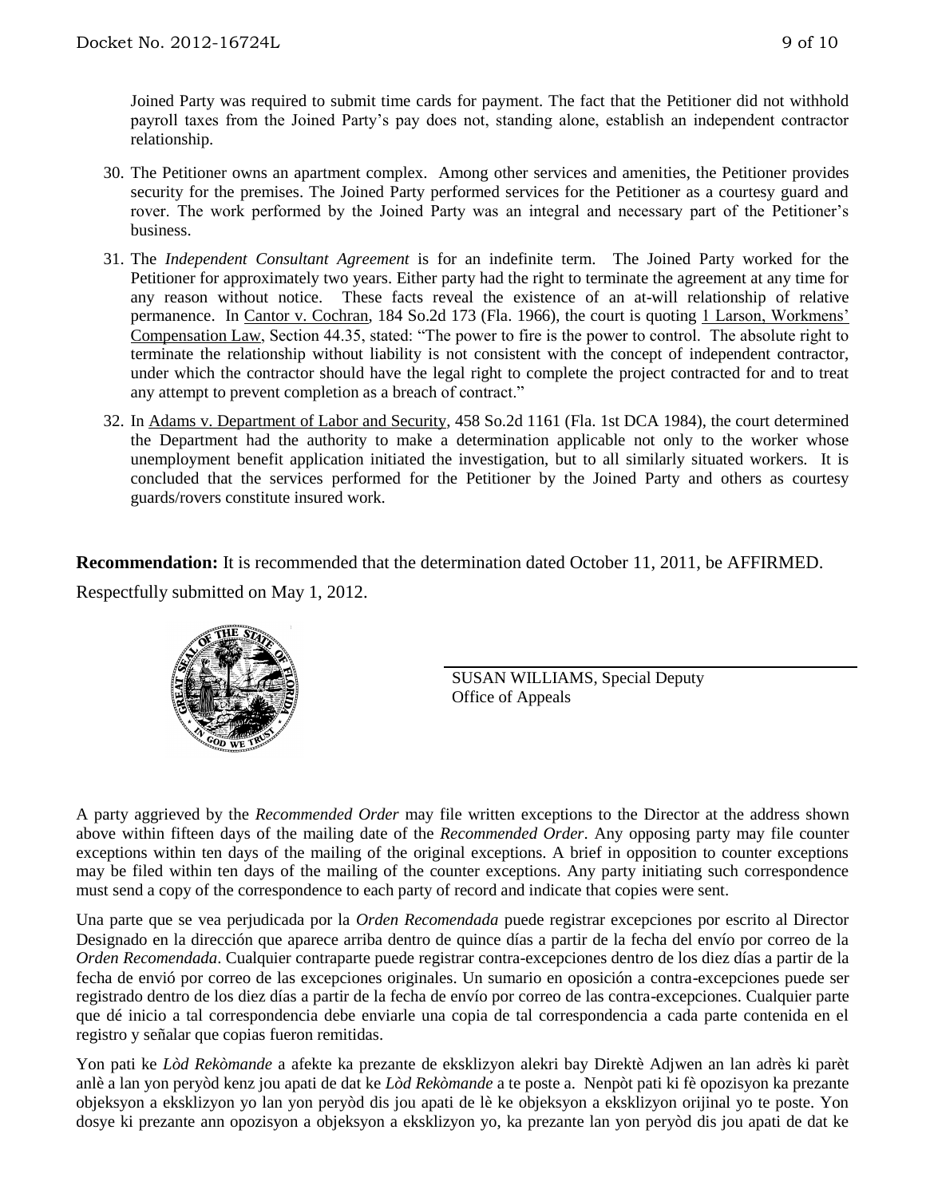Joined Party was required to submit time cards for payment. The fact that the Petitioner did not withhold payroll taxes from the Joined Party's pay does not, standing alone, establish an independent contractor relationship.

30. The Petitioner owns an apartment complex. Among other services and amenities, the Petitioner provides security for the premises. The Joined Party performed services for the Petitioner as a courtesy guard and rover. The work performed by the Joined Party was an integral and necessary part of the Petitioner's business.

31. The *Independent Consultant Agreement* is for an indefinite term. The Joined Party worked for the Petitioner for approximately two years. Either party had the right to terminate the agreement at any time for any reason without notice. These facts reveal the existence of an at-will relationship of relative permanence. In Cantor v. Cochran, 184 So.2d 173 (Fla. 1966), the court is quoting 1 Larson, Workmens' Compensation Law, Section 44.35, stated: "The power to fire is the power to control. The absolute right to terminate the relationship without liability is not consistent with the concept of independent contractor, under which the contractor should have the legal right to complete the project contracted for and to treat any attempt to prevent completion as a breach of contract."

32. In Adams v. Department of Labor and Security, 458 So.2d 1161 (Fla. 1st DCA 1984), the court determined the Department had the authority to make a determination applicable not only to the worker whose unemployment benefit application initiated the investigation, but to all similarly situated workers. It is concluded that the services performed for the Petitioner by the Joined Party and others as courtesy guards/rovers constitute insured work.

**Recommendation:** It is recommended that the determination dated October 11, 2011, be AFFIRMED.

Respectfully submitted on May 1, 2012.

SUSAN WILLIAMS, Special Deputy
Office of Appeals

A party aggrieved by the *Recommended Order* may file written exceptions to the Director at the address shown above within fifteen days of the mailing date of the *Recommended Order*. Any opposing party may file counter exceptions within ten days of the mailing of the original exceptions. A brief in opposition to counter exceptions may be filed within ten days of the mailing of the counter exceptions. Any party initiating such correspondence must send a copy of the correspondence to each party of record and indicate that copies were sent.

Una parte que se vea perjudicada por la *Orden Recomendada* puede registrar excepciones por escrito al Director Designado en la dirección que aparece arriba dentro de quince días a partir de la fecha del envío por correo de la *Orden Recomendada*. Cualquier contraparte puede registrar contra-excepciones dentro de los diez días a partir de la fecha de envió por correo de las excepciones originales. Un sumario en oposición a contra-excepciones puede ser registrado dentro de los diez días a partir de la fecha de envío por correo de las contra-excepciones. Cualquier parte que dé inicio a tal correspondencia debe enviarle una copia de tal correspondencia a cada parte contenida en el registro y señalar que copias fueron remitidas.

Yon pati ke *Lòd Rekòmande* a afekte ka prezante de eksklizyon alekri bay Direktè Adjwen an lan adrès ki parèt anlè a lan yon peryòd kenz jou apati de dat ke *Lòd Rekòmande* a te poste a. Nenpòt pati ki fè opozisyon ka prezante objeksyon a eksklizyon yo lan yon peryòd dis jou apati de lè ke objeksyon a eksklizyon orijinal yo te poste. Yon dosye ki prezante ann opozisyon a objeksyon a eksklizyon yo, ka prezante lan yon peryòd dis jou apati de dat ke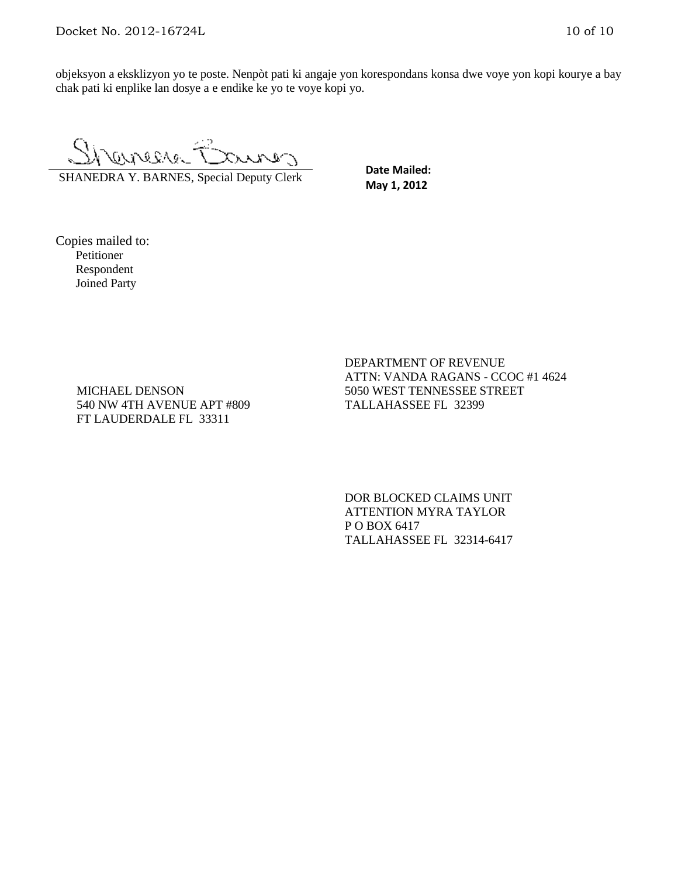objeksyon a eksklizyon yo te poste. Nenpòt pati ki angaje yon korespondans konsa dwe voye yon kopi kourye a bay chak pati ki enplike lan dosye a e endike ke yo te voye kopi yo.

SHANEDRA Y. BARNES, Special Deputy Clerk

**Date Mailed:**
**May 1, 2012**

Copies mailed to:
Petitioner
Respondent
Joined Party

MICHAEL DENSON
540 NW 4TH AVENUE APT #809
FT LAUDERDALE FL 33311

DEPARTMENT OF REVENUE
ATTN: VANDA RAGANS - CCOC #1 4624
5050 WEST TENNESSEE STREET
TALLAHASSEE FL 32399

DOR BLOCKED CLAIMS UNIT
ATTENTION MYRA TAYLOR
P O BOX 6417
TALLAHASSEE FL 32314-6417